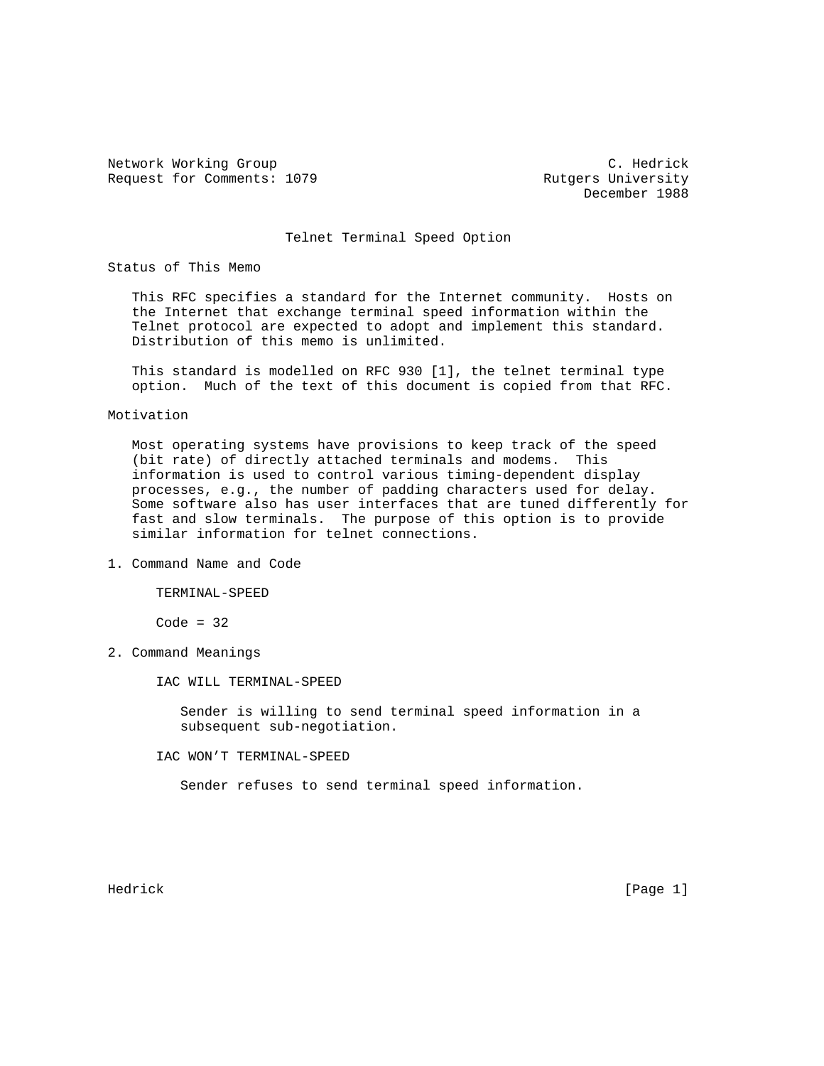Network Working Group C. Hedrick
Request for Comments: 1079 Rutgers University
December 1988

# Telnet Terminal Speed Option

## Status of This Memo

This RFC specifies a standard for the Internet community. Hosts on the Internet that exchange terminal speed information within the Telnet protocol are expected to adopt and implement this standard. Distribution of this memo is unlimited.

This standard is modelled on RFC 930 [1], the telnet terminal type option. Much of the text of this document is copied from that RFC.

## Motivation

Most operating systems have provisions to keep track of the speed (bit rate) of directly attached terminals and modems. This information is used to control various timing-dependent display processes, e.g., the number of padding characters used for delay. Some software also has user interfaces that are tuned differently for fast and slow terminals. The purpose of this option is to provide similar information for telnet connections.

## 1. Command Name and Code

TERMINAL-SPEED

Code = 32

## 2. Command Meanings

IAC WILL TERMINAL-SPEED

Sender is willing to send terminal speed information in a subsequent sub-negotiation.

IAC WON'T TERMINAL-SPEED

Sender refuses to send terminal speed information.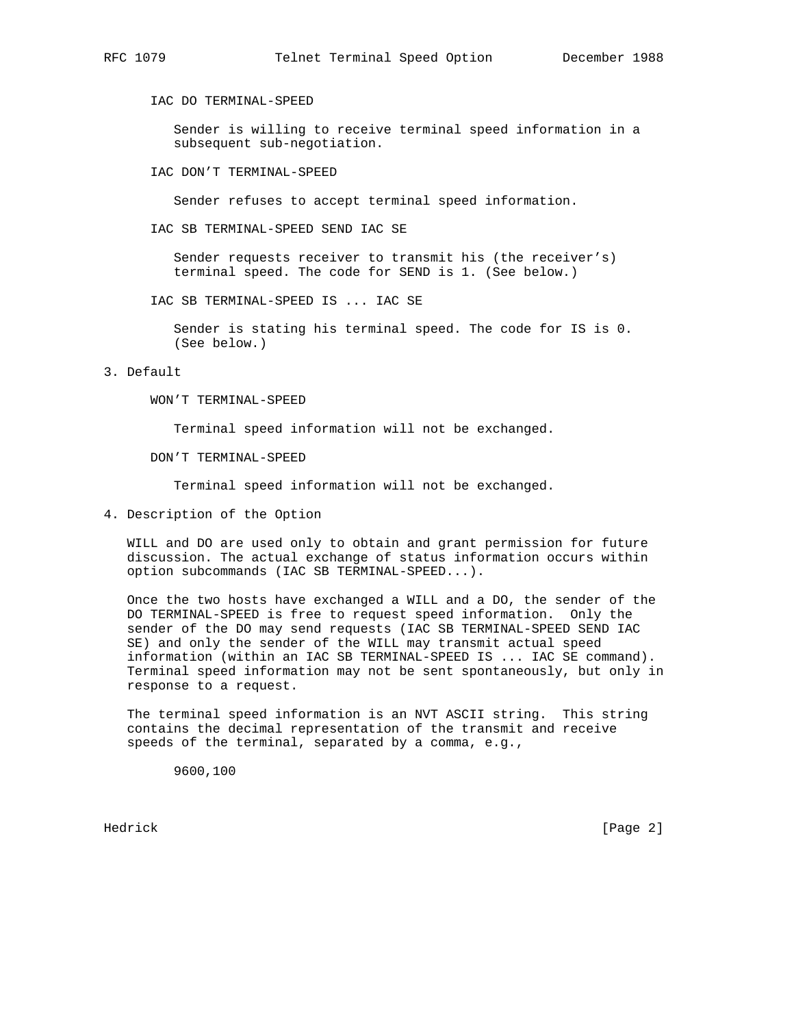IAC DO TERMINAL-SPEED

Sender is willing to receive terminal speed information in a subsequent sub-negotiation.

IAC DON'T TERMINAL-SPEED

Sender refuses to accept terminal speed information.

IAC SB TERMINAL-SPEED SEND IAC SE

Sender requests receiver to transmit his (the receiver's) terminal speed. The code for SEND is 1. (See below.)

IAC SB TERMINAL-SPEED IS ... IAC SE

Sender is stating his terminal speed. The code for IS is 0. (See below.)

## 3. Default

WON'T TERMINAL-SPEED

Terminal speed information will not be exchanged.

DON'T TERMINAL-SPEED

Terminal speed information will not be exchanged.

## 4. Description of the Option

WILL and DO are used only to obtain and grant permission for future discussion. The actual exchange of status information occurs within option subcommands (IAC SB TERMINAL-SPEED...).

Once the two hosts have exchanged a WILL and a DO, the sender of the DO TERMINAL-SPEED is free to request speed information. Only the sender of the DO may send requests (IAC SB TERMINAL-SPEED SEND IAC SE) and only the sender of the WILL may transmit actual speed information (within an IAC SB TERMINAL-SPEED IS ... IAC SE command). Terminal speed information may not be sent spontaneously, but only in response to a request.

The terminal speed information is an NVT ASCII string. This string contains the decimal representation of the transmit and receive speeds of the terminal, separated by a comma, e.g.,

```
9600,100
```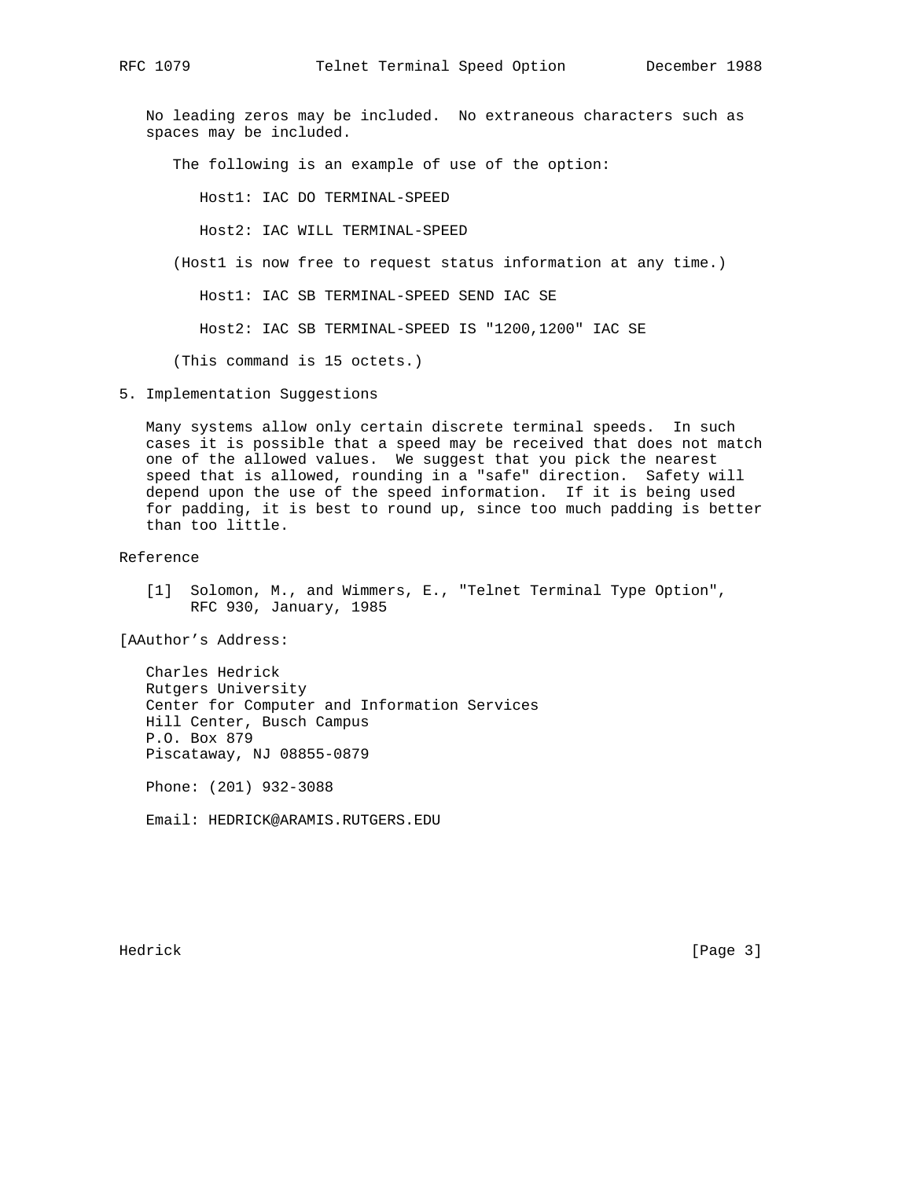No leading zeros may be included. No extraneous characters such as spaces may be included.

The following is an example of use of the option:

```
Host1: IAC DO TERMINAL-SPEED

Host2: IAC WILL TERMINAL-SPEED
```

(Host1 is now free to request status information at any time.)

```
Host1: IAC SB TERMINAL-SPEED SEND IAC SE

Host2: IAC SB TERMINAL-SPEED IS "1200,1200" IAC SE
```

(This command is 15 octets.)

## 5. Implementation Suggestions

Many systems allow only certain discrete terminal speeds. In such cases it is possible that a speed may be received that does not match one of the allowed values. We suggest that you pick the nearest speed that is allowed, rounding in a "safe" direction. Safety will depend upon the use of the speed information. If it is being used for padding, it is best to round up, since too much padding is better than too little.

## Reference

[1] Solomon, M., and Wimmers, E., "Telnet Terminal Type Option", RFC 930, January, 1985

[AAuthor’s Address:

Charles Hedrick
Rutgers University
Center for Computer and Information Services
Hill Center, Busch Campus
P.O. Box 879
Piscataway, NJ 08855-0879

Phone: (201) 932-3088

Email: HEDRICK@ARAMIS.RUTGERS.EDU